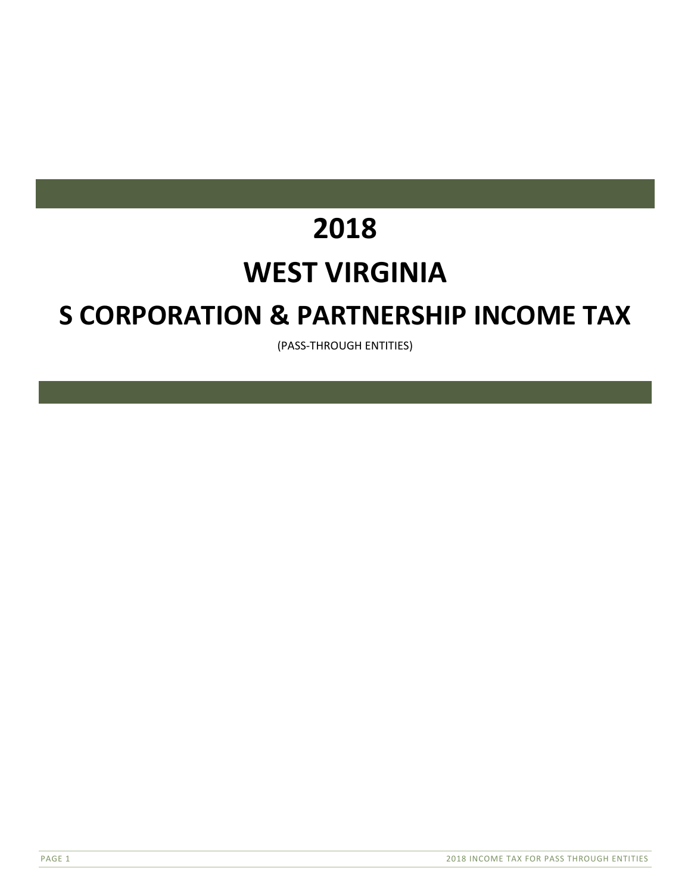# 2018

# WEST VIRGINIA

# S CORPORATION & PARTNERSHIP INCOME TAX

(PASS-THROUGH ENTITIES)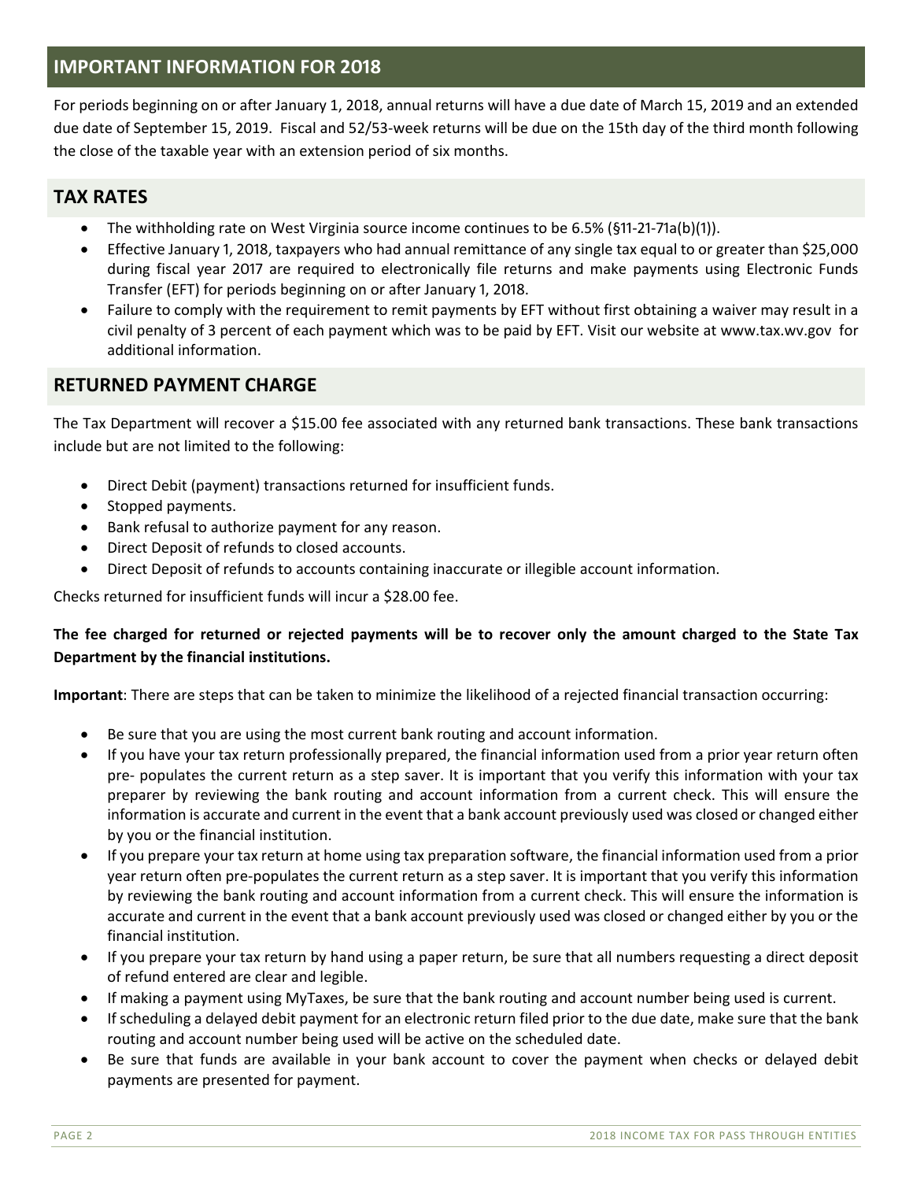## IMPORTANT INFORMATION FOR 2018

For periods beginning on or after January 1, 2018, annual returns will have a due date of March 15, 2019 and an extended due date of September 15, 2019. Fiscal and 52/53-week returns will be due on the 15th day of the third month following the close of the taxable year with an extension period of six months.

## TAX RATES

- The withholding rate on West Virginia source income continues to be 6.5% (§11-21-71a(b)(1)).
- Effective January 1, 2018, taxpayers who had annual remittance of any single tax equal to or greater than $25,000 during fiscal year 2017 are required to electronically file returns and make payments using Electronic Funds Transfer (EFT) for periods beginning on or after January 1, 2018.
- Failure to comply with the requirement to remit payments by EFT without first obtaining a waiver may result in a civil penalty of 3 percent of each payment which was to be paid by EFT. Visit our website at www.tax.wv.gov for additional information.

## RETURNED PAYMENT CHARGE

The Tax Department will recover a $15.00 fee associated with any returned bank transactions. These bank transactions include but are not limited to the following:

- Direct Debit (payment) transactions returned for insufficient funds.
- Stopped payments.
- Bank refusal to authorize payment for any reason.
- Direct Deposit of refunds to closed accounts.
- Direct Deposit of refunds to accounts containing inaccurate or illegible account information.

Checks returned for insufficient funds will incur a $28.00 fee.

**The fee charged for returned or rejected payments will be to recover only the amount charged to the State Tax Department by the financial institutions.**

**Important**: There are steps that can be taken to minimize the likelihood of a rejected financial transaction occurring:

- Be sure that you are using the most current bank routing and account information.
- If you have your tax return professionally prepared, the financial information used from a prior year return often pre- populates the current return as a step saver. It is important that you verify this information with your tax preparer by reviewing the bank routing and account information from a current check. This will ensure the information is accurate and current in the event that a bank account previously used was closed or changed either by you or the financial institution.
- If you prepare your tax return at home using tax preparation software, the financial information used from a prior year return often pre-populates the current return as a step saver. It is important that you verify this information by reviewing the bank routing and account information from a current check. This will ensure the information is accurate and current in the event that a bank account previously used was closed or changed either by you or the financial institution.
- If you prepare your tax return by hand using a paper return, be sure that all numbers requesting a direct deposit of refund entered are clear and legible.
- If making a payment using MyTaxes, be sure that the bank routing and account number being used is current.
- If scheduling a delayed debit payment for an electronic return filed prior to the due date, make sure that the bank routing and account number being used will be active on the scheduled date.
- Be sure that funds are available in your bank account to cover the payment when checks or delayed debit payments are presented for payment.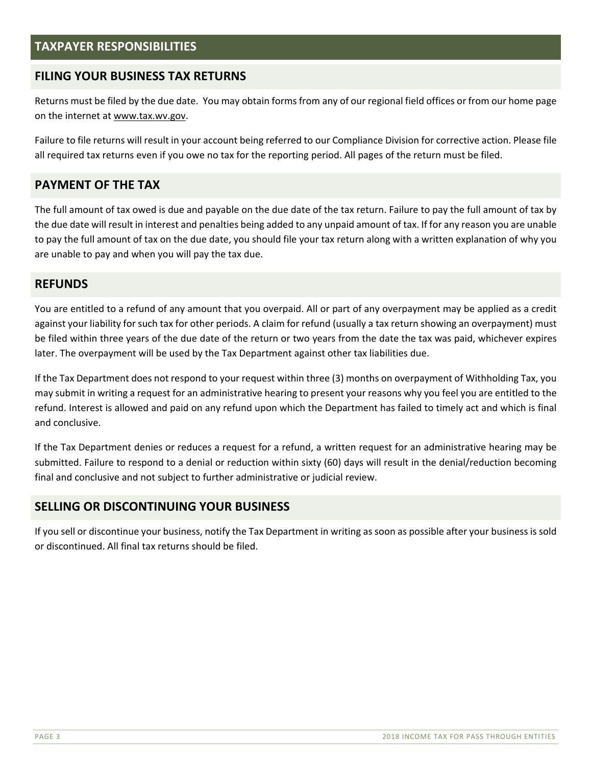# TAXPAYER RESPONSIBILITIES

## FILING YOUR BUSINESS TAX RETURNS

Returns must be filed by the due date. You may obtain forms from any of our regional field offices or from our home page on the internet at www.tax.wv.gov.

Failure to file returns will result in your account being referred to our Compliance Division for corrective action. Please file all required tax returns even if you owe no tax for the reporting period. All pages of the return must be filed.

## PAYMENT OF THE TAX

The full amount of tax owed is due and payable on the due date of the tax return. Failure to pay the full amount of tax by the due date will result in interest and penalties being added to any unpaid amount of tax. If for any reason you are unable to pay the full amount of tax on the due date, you should file your tax return along with a written explanation of why you are unable to pay and when you will pay the tax due.

## REFUNDS

You are entitled to a refund of any amount that you overpaid. All or part of any overpayment may be applied as a credit against your liability for such tax for other periods. A claim for refund (usually a tax return showing an overpayment) must be filed within three years of the due date of the return or two years from the date the tax was paid, whichever expires later. The overpayment will be used by the Tax Department against other tax liabilities due.

If the Tax Department does not respond to your request within three (3) months on overpayment of Withholding Tax, you may submit in writing a request for an administrative hearing to present your reasons why you feel you are entitled to the refund. Interest is allowed and paid on any refund upon which the Department has failed to timely act and which is final and conclusive.

If the Tax Department denies or reduces a request for a refund, a written request for an administrative hearing may be submitted. Failure to respond to a denial or reduction within sixty (60) days will result in the denial/reduction becoming final and conclusive and not subject to further administrative or judicial review.

## SELLING OR DISCONTINUING YOUR BUSINESS

If you sell or discontinue your business, notify the Tax Department in writing as soon as possible after your business is sold or discontinued. All final tax returns should be filed.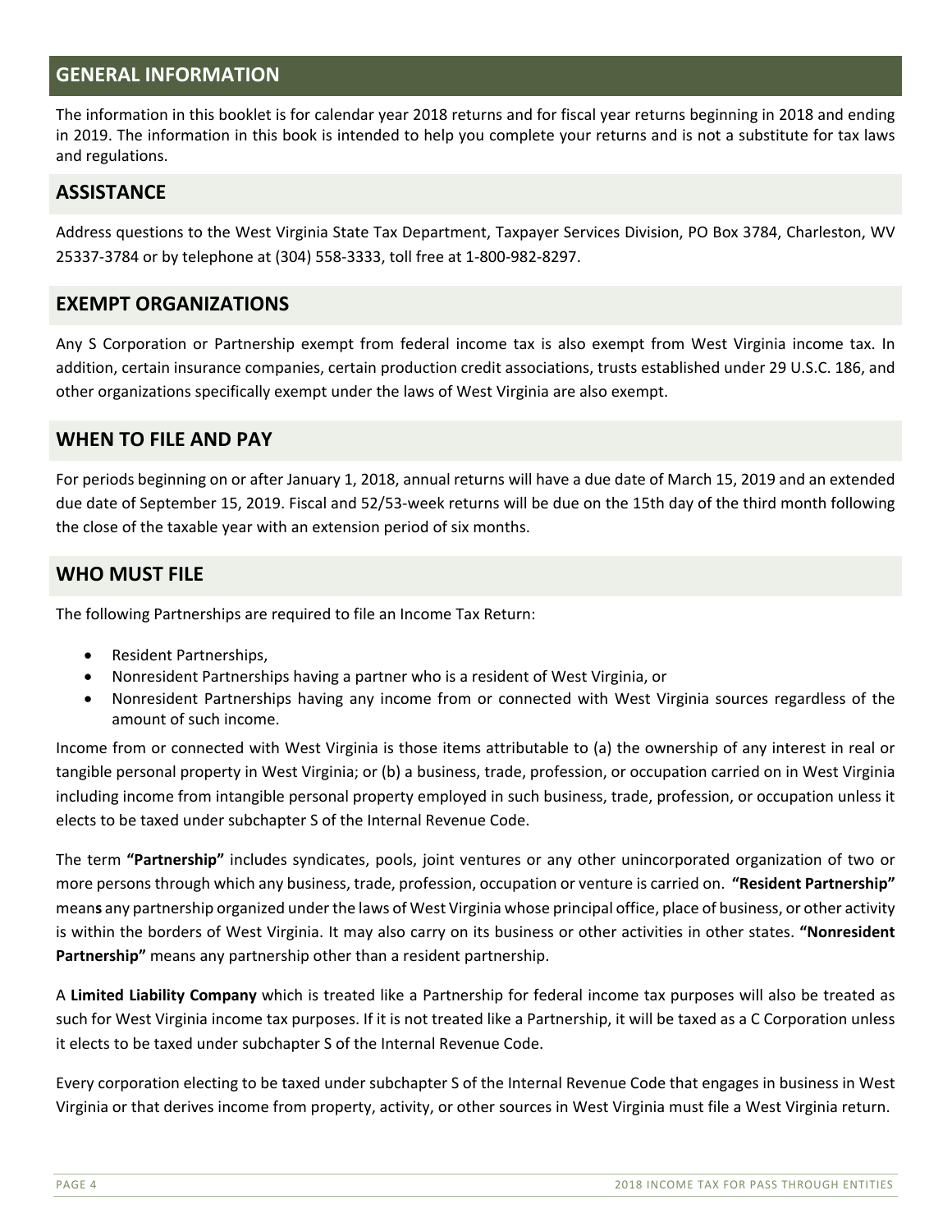## GENERAL INFORMATION

The information in this booklet is for calendar year 2018 returns and for fiscal year returns beginning in 2018 and ending in 2019. The information in this book is intended to help you complete your returns and is not a substitute for tax laws and regulations.

## ASSISTANCE

Address questions to the West Virginia State Tax Department, Taxpayer Services Division, PO Box 3784, Charleston, WV 25337-3784 or by telephone at (304) 558-3333, toll free at 1-800-982-8297.

## EXEMPT ORGANIZATIONS

Any S Corporation or Partnership exempt from federal income tax is also exempt from West Virginia income tax. In addition, certain insurance companies, certain production credit associations, trusts established under 29 U.S.C. 186, and other organizations specifically exempt under the laws of West Virginia are also exempt.

## WHEN TO FILE AND PAY

For periods beginning on or after January 1, 2018, annual returns will have a due date of March 15, 2019 and an extended due date of September 15, 2019. Fiscal and 52/53-week returns will be due on the 15th day of the third month following the close of the taxable year with an extension period of six months.

## WHO MUST FILE

The following Partnerships are required to file an Income Tax Return:

- Resident Partnerships,
- Nonresident Partnerships having a partner who is a resident of West Virginia, or
- Nonresident Partnerships having any income from or connected with West Virginia sources regardless of the amount of such income.

Income from or connected with West Virginia is those items attributable to (a) the ownership of any interest in real or tangible personal property in West Virginia; or (b) a business, trade, profession, or occupation carried on in West Virginia including income from intangible personal property employed in such business, trade, profession, or occupation unless it elects to be taxed under subchapter S of the Internal Revenue Code.

The term **"Partnership"** includes syndicates, pools, joint ventures or any other unincorporated organization of two or more persons through which any business, trade, profession, occupation or venture is carried on. **"Resident Partnership"** means any partnership organized under the laws of West Virginia whose principal office, place of business, or other activity is within the borders of West Virginia. It may also carry on its business or other activities in other states. **"Nonresident Partnership"** means any partnership other than a resident partnership.

A **Limited Liability Company** which is treated like a Partnership for federal income tax purposes will also be treated as such for West Virginia income tax purposes. If it is not treated like a Partnership, it will be taxed as a C Corporation unless it elects to be taxed under subchapter S of the Internal Revenue Code.

Every corporation electing to be taxed under subchapter S of the Internal Revenue Code that engages in business in West Virginia or that derives income from property, activity, or other sources in West Virginia must file a West Virginia return.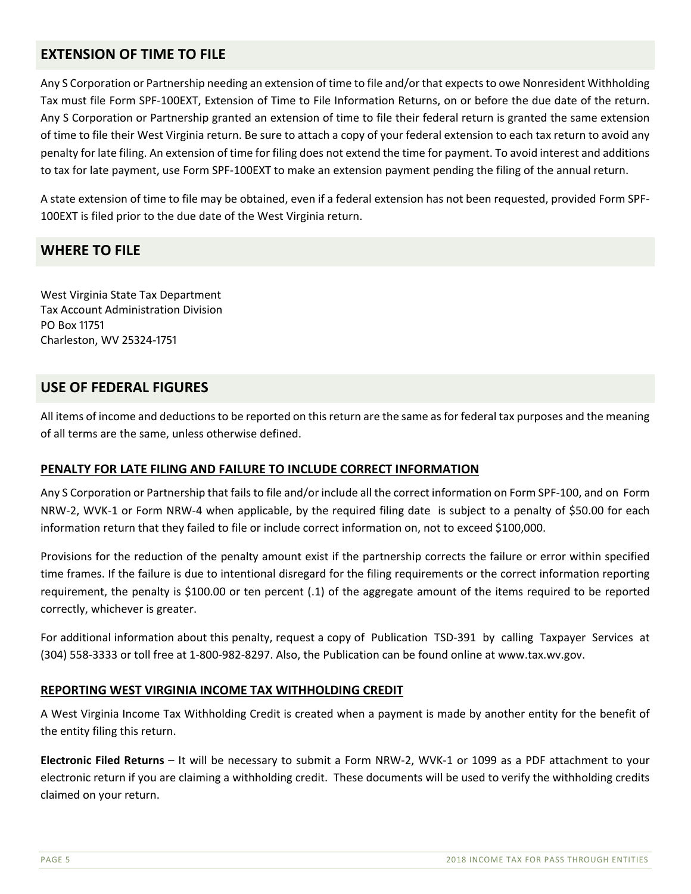## EXTENSION OF TIME TO FILE

Any S Corporation or Partnership needing an extension of time to file and/or that expects to owe Nonresident Withholding Tax must file Form SPF-100EXT, Extension of Time to File Information Returns, on or before the due date of the return. Any S Corporation or Partnership granted an extension of time to file their federal return is granted the same extension of time to file their West Virginia return. Be sure to attach a copy of your federal extension to each tax return to avoid any penalty for late filing. An extension of time for filing does not extend the time for payment. To avoid interest and additions to tax for late payment, use Form SPF-100EXT to make an extension payment pending the filing of the annual return.

A state extension of time to file may be obtained, even if a federal extension has not been requested, provided Form SPF-100EXT is filed prior to the due date of the West Virginia return.

## WHERE TO FILE

West Virginia State Tax Department
Tax Account Administration Division
PO Box 11751
Charleston, WV 25324-1751

## USE OF FEDERAL FIGURES

All items of income and deductions to be reported on this return are the same as for federal tax purposes and the meaning of all terms are the same, unless otherwise defined.

### PENALTY FOR LATE FILING AND FAILURE TO INCLUDE CORRECT INFORMATION

Any S Corporation or Partnership that fails to file and/or include all the correct information on Form SPF-100, and on Form NRW-2, WVK-1 or Form NRW-4 when applicable, by the required filing date is subject to a penalty of $50.00 for each information return that they failed to file or include correct information on, not to exceed $100,000.

Provisions for the reduction of the penalty amount exist if the partnership corrects the failure or error within specified time frames. If the failure is due to intentional disregard for the filing requirements or the correct information reporting requirement, the penalty is $100.00 or ten percent (.1) of the aggregate amount of the items required to be reported correctly, whichever is greater.

For additional information about this penalty, request a copy of Publication TSD-391 by calling Taxpayer Services at (304) 558-3333 or toll free at 1-800-982-8297. Also, the Publication can be found online at www.tax.wv.gov.

### REPORTING WEST VIRGINIA INCOME TAX WITHHOLDING CREDIT

A West Virginia Income Tax Withholding Credit is created when a payment is made by another entity for the benefit of the entity filing this return.

**Electronic Filed Returns** – It will be necessary to submit a Form NRW-2, WVK-1 or 1099 as a PDF attachment to your electronic return if you are claiming a withholding credit. These documents will be used to verify the withholding credits claimed on your return.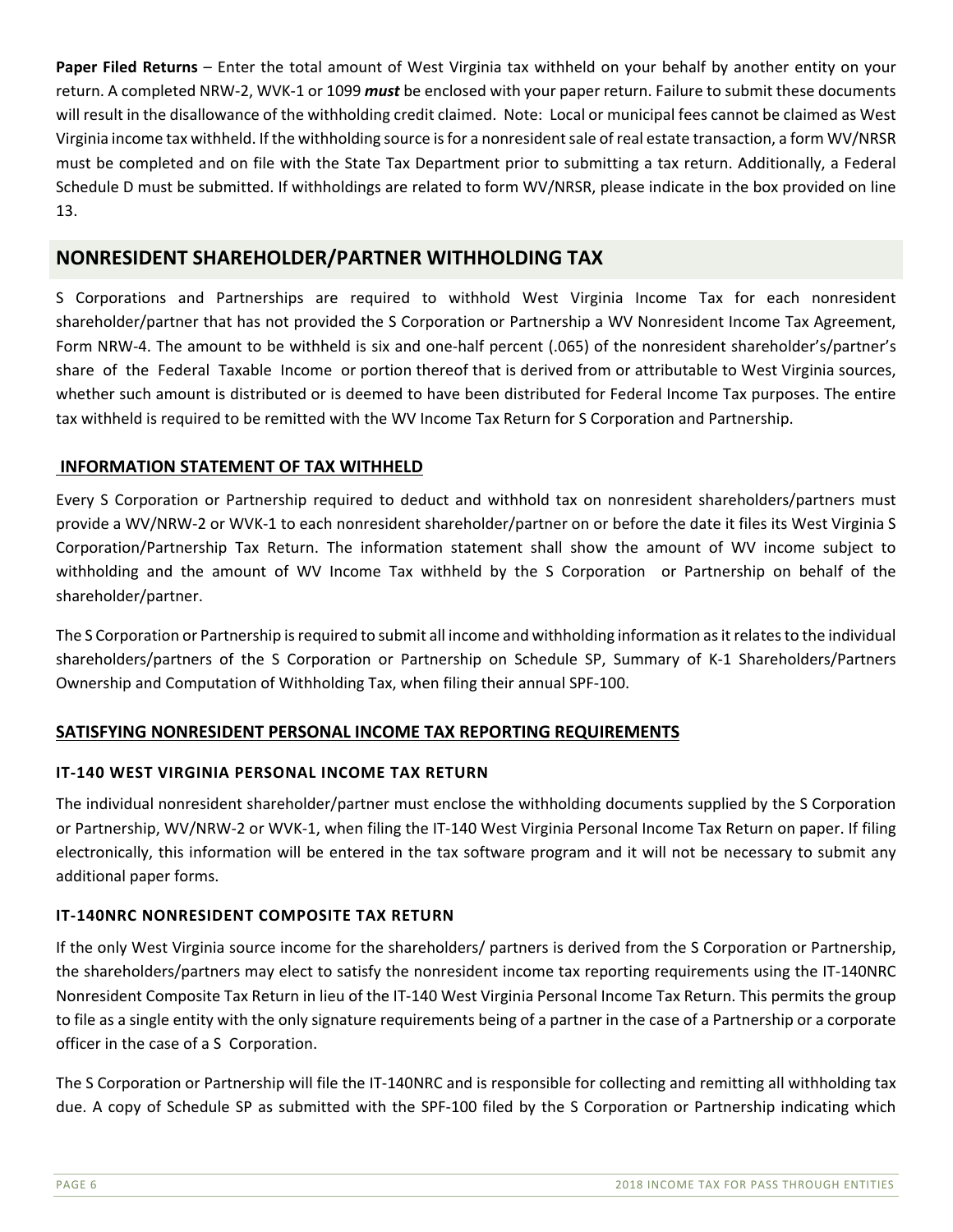**Paper Filed Returns** – Enter the total amount of West Virginia tax withheld on your behalf by another entity on your return. A completed NRW-2, WVK-1 or 1099 ***must*** be enclosed with your paper return. Failure to submit these documents will result in the disallowance of the withholding credit claimed. Note: Local or municipal fees cannot be claimed as West Virginia income tax withheld. If the withholding source is for a nonresident sale of real estate transaction, a form WV/NRSR must be completed and on file with the State Tax Department prior to submitting a tax return. Additionally, a Federal Schedule D must be submitted. If withholdings are related to form WV/NRSR, please indicate in the box provided on line 13.

## NONRESIDENT SHAREHOLDER/PARTNER WITHHOLDING TAX

S Corporations and Partnerships are required to withhold West Virginia Income Tax for each nonresident shareholder/partner that has not provided the S Corporation or Partnership a WV Nonresident Income Tax Agreement, Form NRW-4. The amount to be withheld is six and one-half percent (.065) of the nonresident shareholder's/partner's share of the Federal Taxable Income or portion thereof that is derived from or attributable to West Virginia sources, whether such amount is distributed or is deemed to have been distributed for Federal Income Tax purposes. The entire tax withheld is required to be remitted with the WV Income Tax Return for S Corporation and Partnership.

### INFORMATION STATEMENT OF TAX WITHHELD

Every S Corporation or Partnership required to deduct and withhold tax on nonresident shareholders/partners must provide a WV/NRW-2 or WVK-1 to each nonresident shareholder/partner on or before the date it files its West Virginia S Corporation/Partnership Tax Return. The information statement shall show the amount of WV income subject to withholding and the amount of WV Income Tax withheld by the S Corporation or Partnership on behalf of the shareholder/partner.

The S Corporation or Partnership is required to submit all income and withholding information as it relates to the individual shareholders/partners of the S Corporation or Partnership on Schedule SP, Summary of K-1 Shareholders/Partners Ownership and Computation of Withholding Tax, when filing their annual SPF-100.

### SATISFYING NONRESIDENT PERSONAL INCOME TAX REPORTING REQUIREMENTS

#### IT-140 WEST VIRGINIA PERSONAL INCOME TAX RETURN

The individual nonresident shareholder/partner must enclose the withholding documents supplied by the S Corporation or Partnership, WV/NRW-2 or WVK-1, when filing the IT-140 West Virginia Personal Income Tax Return on paper. If filing electronically, this information will be entered in the tax software program and it will not be necessary to submit any additional paper forms.

#### IT-140NRC NONRESIDENT COMPOSITE TAX RETURN

If the only West Virginia source income for the shareholders/ partners is derived from the S Corporation or Partnership, the shareholders/partners may elect to satisfy the nonresident income tax reporting requirements using the IT-140NRC Nonresident Composite Tax Return in lieu of the IT-140 West Virginia Personal Income Tax Return. This permits the group to file as a single entity with the only signature requirements being of a partner in the case of a Partnership or a corporate officer in the case of a S Corporation.

The S Corporation or Partnership will file the IT-140NRC and is responsible for collecting and remitting all withholding tax due. A copy of Schedule SP as submitted with the SPF-100 filed by the S Corporation or Partnership indicating which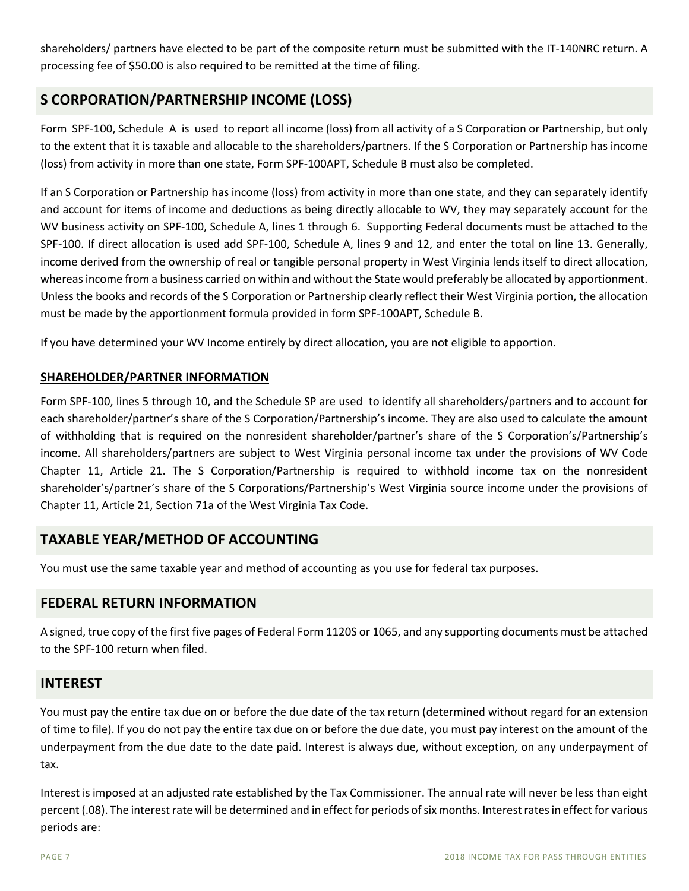shareholders/ partners have elected to be part of the composite return must be submitted with the IT-140NRC return. A processing fee of $50.00 is also required to be remitted at the time of filing.

## S CORPORATION/PARTNERSHIP INCOME (LOSS)

Form SPF-100, Schedule A is used to report all income (loss) from all activity of a S Corporation or Partnership, but only to the extent that it is taxable and allocable to the shareholders/partners. If the S Corporation or Partnership has income (loss) from activity in more than one state, Form SPF-100APT, Schedule B must also be completed.

If an S Corporation or Partnership has income (loss) from activity in more than one state, and they can separately identify and account for items of income and deductions as being directly allocable to WV, they may separately account for the WV business activity on SPF-100, Schedule A, lines 1 through 6. Supporting Federal documents must be attached to the SPF-100. If direct allocation is used add SPF-100, Schedule A, lines 9 and 12, and enter the total on line 13. Generally, income derived from the ownership of real or tangible personal property in West Virginia lends itself to direct allocation, whereas income from a business carried on within and without the State would preferably be allocated by apportionment. Unless the books and records of the S Corporation or Partnership clearly reflect their West Virginia portion, the allocation must be made by the apportionment formula provided in form SPF-100APT, Schedule B.

If you have determined your WV Income entirely by direct allocation, you are not eligible to apportion.

### SHAREHOLDER/PARTNER INFORMATION

Form SPF-100, lines 5 through 10, and the Schedule SP are used to identify all shareholders/partners and to account for each shareholder/partner's share of the S Corporation/Partnership's income. They are also used to calculate the amount of withholding that is required on the nonresident shareholder/partner's share of the S Corporation's/Partnership's income. All shareholders/partners are subject to West Virginia personal income tax under the provisions of WV Code Chapter 11, Article 21. The S Corporation/Partnership is required to withhold income tax on the nonresident shareholder's/partner's share of the S Corporations/Partnership's West Virginia source income under the provisions of Chapter 11, Article 21, Section 71a of the West Virginia Tax Code.

## TAXABLE YEAR/METHOD OF ACCOUNTING

You must use the same taxable year and method of accounting as you use for federal tax purposes.

## FEDERAL RETURN INFORMATION

A signed, true copy of the first five pages of Federal Form 1120S or 1065, and any supporting documents must be attached to the SPF-100 return when filed.

## INTEREST

You must pay the entire tax due on or before the due date of the tax return (determined without regard for an extension of time to file). If you do not pay the entire tax due on or before the due date, you must pay interest on the amount of the underpayment from the due date to the date paid. Interest is always due, without exception, on any underpayment of tax.

Interest is imposed at an adjusted rate established by the Tax Commissioner. The annual rate will never be less than eight percent (.08). The interest rate will be determined and in effect for periods of six months. Interest rates in effect for various periods are: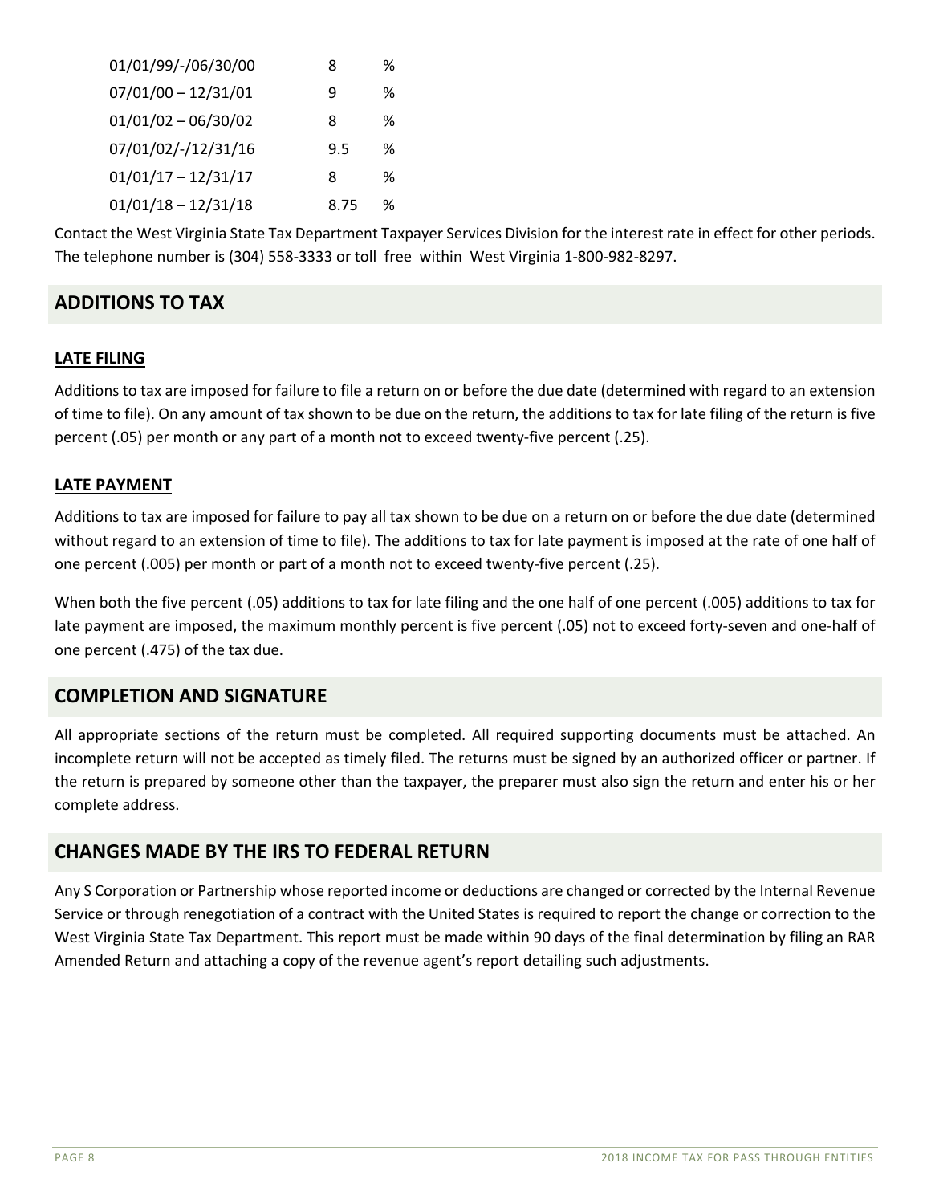| | | |
|---|---|---|
| 01/01/99/-/06/30/00 | 8 | % |
| 07/01/00 – 12/31/01 | 9 | % |
| 01/01/02 – 06/30/02 | 8 | % |
| 07/01/02/-/12/31/16 | 9.5 | % |
| 01/01/17 – 12/31/17 | 8 | % |
| 01/01/18 – 12/31/18 | 8.75 | % |

Contact the West Virginia State Tax Department Taxpayer Services Division for the interest rate in effect for other periods. The telephone number is (304) 558-3333 or toll free within West Virginia 1-800-982-8297.

## ADDITIONS TO TAX

### LATE FILING

Additions to tax are imposed for failure to file a return on or before the due date (determined with regard to an extension of time to file). On any amount of tax shown to be due on the return, the additions to tax for late filing of the return is five percent (.05) per month or any part of a month not to exceed twenty-five percent (.25).

### LATE PAYMENT

Additions to tax are imposed for failure to pay all tax shown to be due on a return on or before the due date (determined without regard to an extension of time to file). The additions to tax for late payment is imposed at the rate of one half of one percent (.005) per month or part of a month not to exceed twenty-five percent (.25).

When both the five percent (.05) additions to tax for late filing and the one half of one percent (.005) additions to tax for late payment are imposed, the maximum monthly percent is five percent (.05) not to exceed forty-seven and one-half of one percent (.475) of the tax due.

## COMPLETION AND SIGNATURE

All appropriate sections of the return must be completed. All required supporting documents must be attached. An incomplete return will not be accepted as timely filed. The returns must be signed by an authorized officer or partner. If the return is prepared by someone other than the taxpayer, the preparer must also sign the return and enter his or her complete address.

## CHANGES MADE BY THE IRS TO FEDERAL RETURN

Any S Corporation or Partnership whose reported income or deductions are changed or corrected by the Internal Revenue Service or through renegotiation of a contract with the United States is required to report the change or correction to the West Virginia State Tax Department. This report must be made within 90 days of the final determination by filing an RAR Amended Return and attaching a copy of the revenue agent's report detailing such adjustments.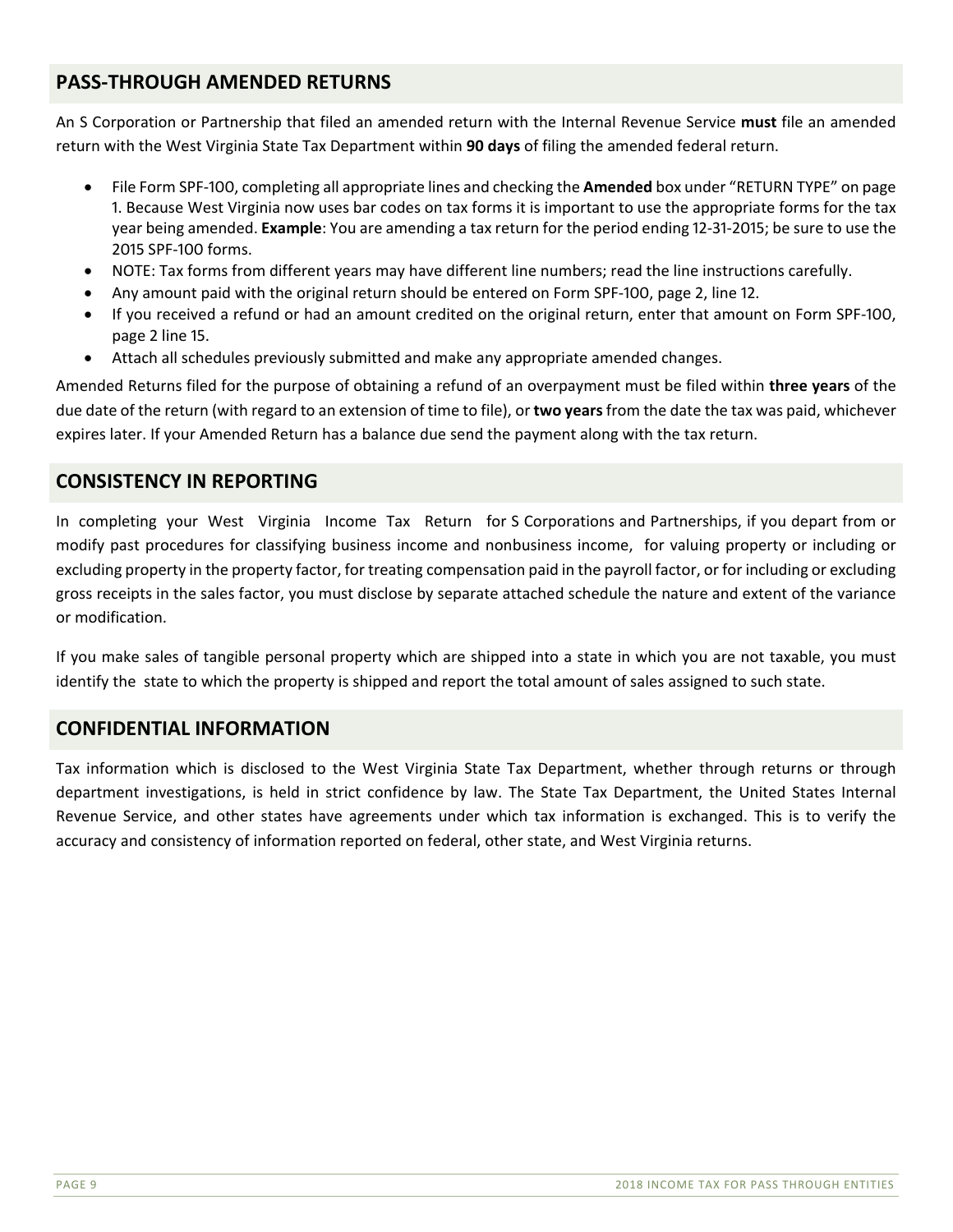## PASS-THROUGH AMENDED RETURNS

An S Corporation or Partnership that filed an amended return with the Internal Revenue Service **must** file an amended return with the West Virginia State Tax Department within **90 days** of filing the amended federal return.

- File Form SPF-100, completing all appropriate lines and checking the **Amended** box under "RETURN TYPE" on page 1. Because West Virginia now uses bar codes on tax forms it is important to use the appropriate forms for the tax year being amended. **Example**: You are amending a tax return for the period ending 12-31-2015; be sure to use the 2015 SPF-100 forms.
- NOTE: Tax forms from different years may have different line numbers; read the line instructions carefully.
- Any amount paid with the original return should be entered on Form SPF-100, page 2, line 12.
- If you received a refund or had an amount credited on the original return, enter that amount on Form SPF-100, page 2 line 15.
- Attach all schedules previously submitted and make any appropriate amended changes.

Amended Returns filed for the purpose of obtaining a refund of an overpayment must be filed within **three years** of the due date of the return (with regard to an extension of time to file), or **two years** from the date the tax was paid, whichever expires later. If your Amended Return has a balance due send the payment along with the tax return.

## CONSISTENCY IN REPORTING

In completing your West Virginia Income Tax Return for S Corporations and Partnerships, if you depart from or modify past procedures for classifying business income and nonbusiness income, for valuing property or including or excluding property in the property factor, for treating compensation paid in the payroll factor, or for including or excluding gross receipts in the sales factor, you must disclose by separate attached schedule the nature and extent of the variance or modification.

If you make sales of tangible personal property which are shipped into a state in which you are not taxable, you must identify the state to which the property is shipped and report the total amount of sales assigned to such state.

## CONFIDENTIAL INFORMATION

Tax information which is disclosed to the West Virginia State Tax Department, whether through returns or through department investigations, is held in strict confidence by law. The State Tax Department, the United States Internal Revenue Service, and other states have agreements under which tax information is exchanged. This is to verify the accuracy and consistency of information reported on federal, other state, and West Virginia returns.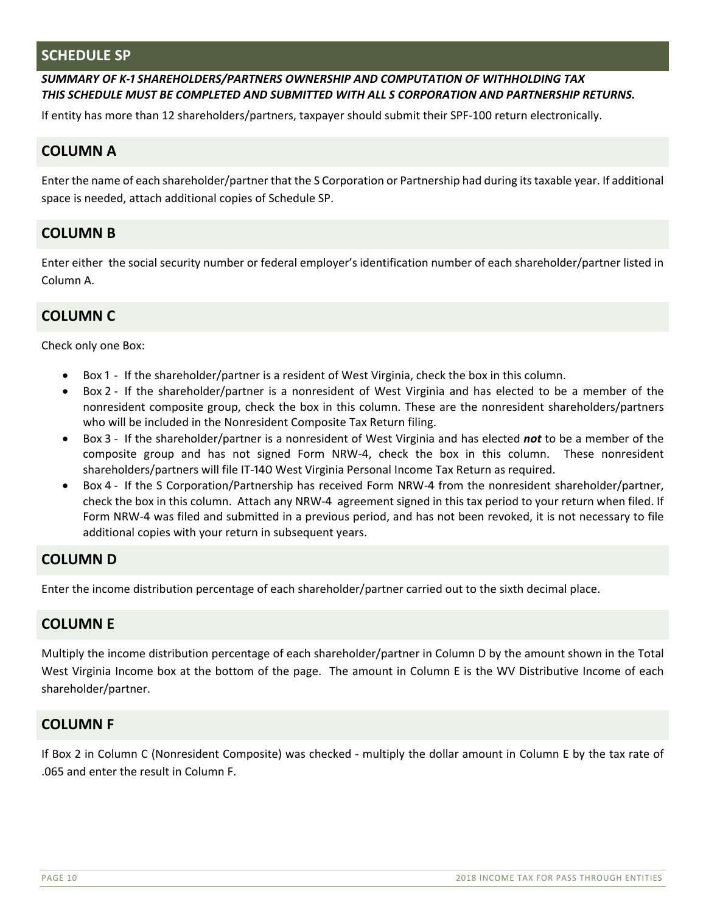## SCHEDULE SP

***SUMMARY OF K-1 SHAREHOLDERS/PARTNERS OWNERSHIP AND COMPUTATION OF WITHHOLDING TAX***
***THIS SCHEDULE MUST BE COMPLETED AND SUBMITTED WITH ALL S CORPORATION AND PARTNERSHIP RETURNS.***

If entity has more than 12 shareholders/partners, taxpayer should submit their SPF-100 return electronically.

### COLUMN A

Enter the name of each shareholder/partner that the S Corporation or Partnership had during its taxable year. If additional space is needed, attach additional copies of Schedule SP.

### COLUMN B

Enter either the social security number or federal employer's identification number of each shareholder/partner listed in Column A.

### COLUMN C

Check only one Box:

- Box 1 - If the shareholder/partner is a resident of West Virginia, check the box in this column.
- Box 2 - If the shareholder/partner is a nonresident of West Virginia and has elected to be a member of the nonresident composite group, check the box in this column. These are the nonresident shareholders/partners who will be included in the Nonresident Composite Tax Return filing.
- Box 3 - If the shareholder/partner is a nonresident of West Virginia and has elected ***not*** to be a member of the composite group and has not signed Form NRW-4, check the box in this column. These nonresident shareholders/partners will file IT-140 West Virginia Personal Income Tax Return as required.
- Box 4 - If the S Corporation/Partnership has received Form NRW-4 from the nonresident shareholder/partner, check the box in this column. Attach any NRW-4 agreement signed in this tax period to your return when filed. If Form NRW-4 was filed and submitted in a previous period, and has not been revoked, it is not necessary to file additional copies with your return in subsequent years.

### COLUMN D

Enter the income distribution percentage of each shareholder/partner carried out to the sixth decimal place.

### COLUMN E

Multiply the income distribution percentage of each shareholder/partner in Column D by the amount shown in the Total West Virginia Income box at the bottom of the page. The amount in Column E is the WV Distributive Income of each shareholder/partner.

### COLUMN F

If Box 2 in Column C (Nonresident Composite) was checked - multiply the dollar amount in Column E by the tax rate of .065 and enter the result in Column F.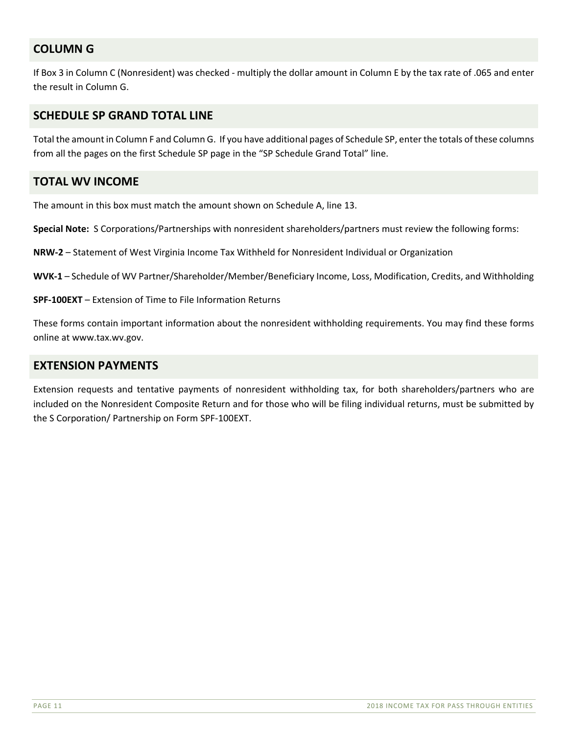## COLUMN G

If Box 3 in Column C (Nonresident) was checked - multiply the dollar amount in Column E by the tax rate of .065 and enter the result in Column G.

## SCHEDULE SP GRAND TOTAL LINE

Total the amount in Column F and Column G. If you have additional pages of Schedule SP, enter the totals of these columns from all the pages on the first Schedule SP page in the "SP Schedule Grand Total" line.

## TOTAL WV INCOME

The amount in this box must match the amount shown on Schedule A, line 13.

**Special Note:** S Corporations/Partnerships with nonresident shareholders/partners must review the following forms:

**NRW-2** – Statement of West Virginia Income Tax Withheld for Nonresident Individual or Organization

**WVK-1** – Schedule of WV Partner/Shareholder/Member/Beneficiary Income, Loss, Modification, Credits, and Withholding

**SPF-100EXT** – Extension of Time to File Information Returns

These forms contain important information about the nonresident withholding requirements. You may find these forms online at www.tax.wv.gov.

## EXTENSION PAYMENTS

Extension requests and tentative payments of nonresident withholding tax, for both shareholders/partners who are included on the Nonresident Composite Return and for those who will be filing individual returns, must be submitted by the S Corporation/ Partnership on Form SPF-100EXT.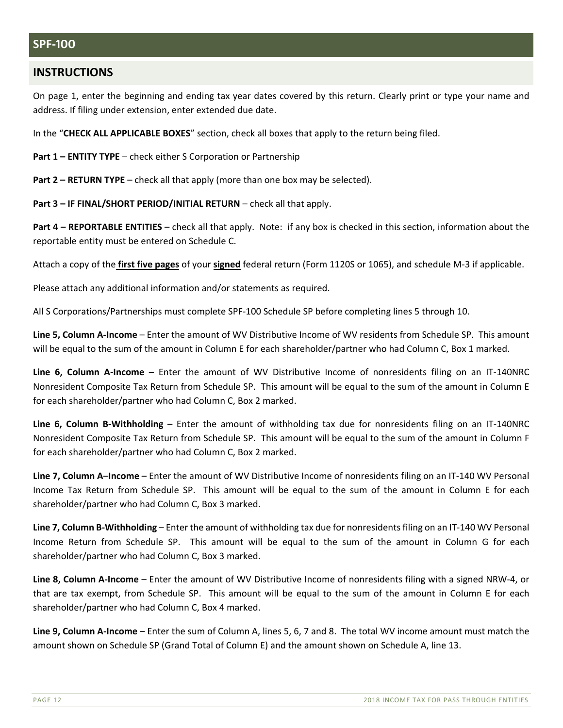## SPF-100

### INSTRUCTIONS

On page 1, enter the beginning and ending tax year dates covered by this return. Clearly print or type your name and address. If filing under extension, enter extended due date.

In the "**CHECK ALL APPLICABLE BOXES**" section, check all boxes that apply to the return being filed.

**Part 1 – ENTITY TYPE** – check either S Corporation or Partnership

**Part 2 – RETURN TYPE** – check all that apply (more than one box may be selected).

**Part 3 – IF FINAL/SHORT PERIOD/INITIAL RETURN** – check all that apply.

**Part 4 – REPORTABLE ENTITIES** – check all that apply. Note: if any box is checked in this section, information about the reportable entity must be entered on Schedule C.

Attach a copy of the **first five pages** of your **signed** federal return (Form 1120S or 1065), and schedule M-3 if applicable.

Please attach any additional information and/or statements as required.

All S Corporations/Partnerships must complete SPF-100 Schedule SP before completing lines 5 through 10.

**Line 5, Column A-Income** – Enter the amount of WV Distributive Income of WV residents from Schedule SP. This amount will be equal to the sum of the amount in Column E for each shareholder/partner who had Column C, Box 1 marked.

**Line 6, Column A-Income** – Enter the amount of WV Distributive Income of nonresidents filing on an IT-140NRC Nonresident Composite Tax Return from Schedule SP. This amount will be equal to the sum of the amount in Column E for each shareholder/partner who had Column C, Box 2 marked.

**Line 6, Column B-Withholding** – Enter the amount of withholding tax due for nonresidents filing on an IT-140NRC Nonresident Composite Tax Return from Schedule SP. This amount will be equal to the sum of the amount in Column F for each shareholder/partner who had Column C, Box 2 marked.

**Line 7, Column A–Income** – Enter the amount of WV Distributive Income of nonresidents filing on an IT-140 WV Personal Income Tax Return from Schedule SP. This amount will be equal to the sum of the amount in Column E for each shareholder/partner who had Column C, Box 3 marked.

**Line 7, Column B-Withholding** – Enter the amount of withholding tax due for nonresidents filing on an IT-140 WV Personal Income Return from Schedule SP. This amount will be equal to the sum of the amount in Column G for each shareholder/partner who had Column C, Box 3 marked.

**Line 8, Column A-Income** – Enter the amount of WV Distributive Income of nonresidents filing with a signed NRW-4, or that are tax exempt, from Schedule SP. This amount will be equal to the sum of the amount in Column E for each shareholder/partner who had Column C, Box 4 marked.

**Line 9, Column A-Income** – Enter the sum of Column A, lines 5, 6, 7 and 8. The total WV income amount must match the amount shown on Schedule SP (Grand Total of Column E) and the amount shown on Schedule A, line 13.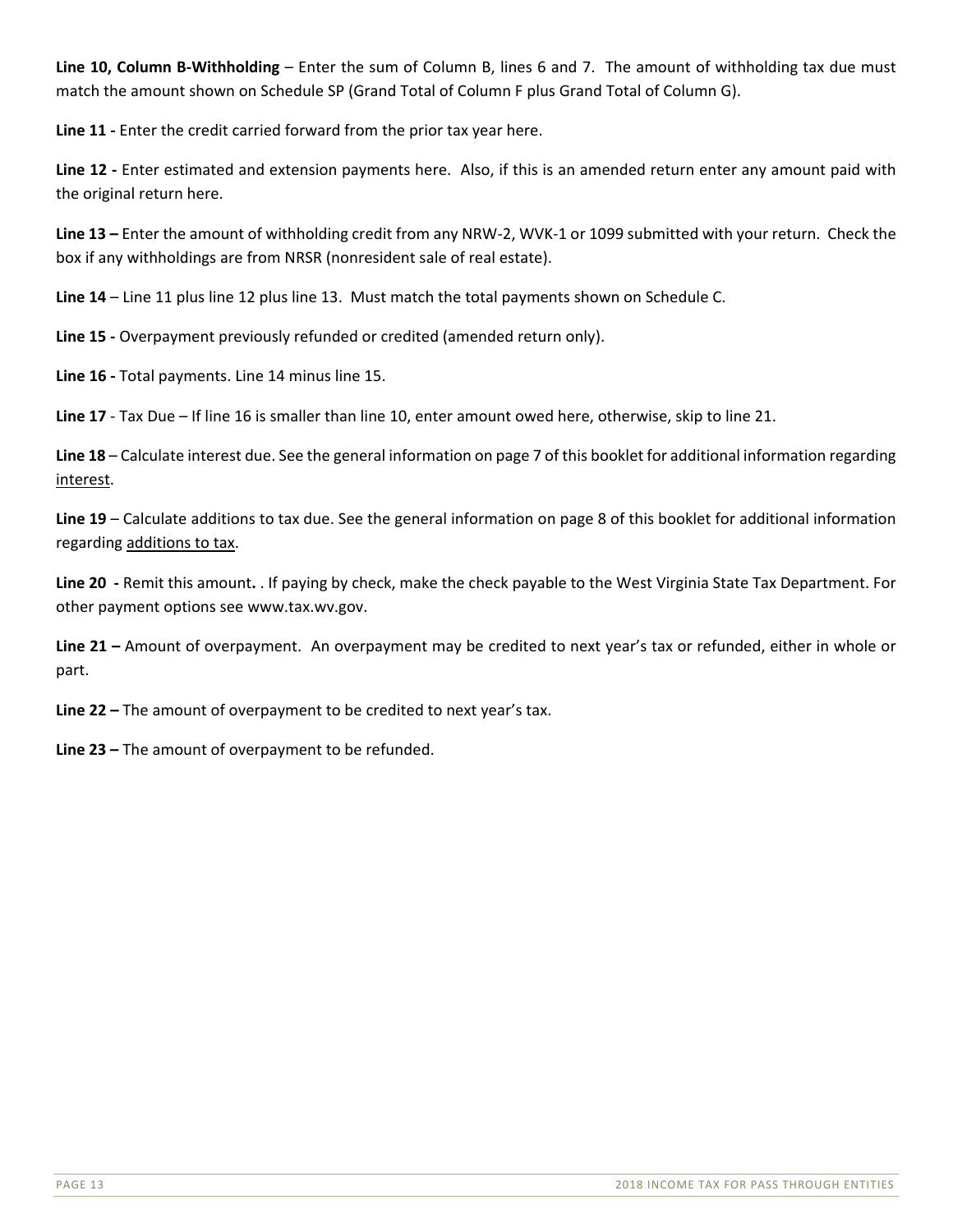**Line 10, Column B-Withholding** – Enter the sum of Column B, lines 6 and 7. The amount of withholding tax due must match the amount shown on Schedule SP (Grand Total of Column F plus Grand Total of Column G).

**Line 11 -** Enter the credit carried forward from the prior tax year here.

**Line 12 -** Enter estimated and extension payments here. Also, if this is an amended return enter any amount paid with the original return here.

**Line 13 –** Enter the amount of withholding credit from any NRW-2, WVK-1 or 1099 submitted with your return. Check the box if any withholdings are from NRSR (nonresident sale of real estate).

**Line 14** – Line 11 plus line 12 plus line 13. Must match the total payments shown on Schedule C.

**Line 15 -** Overpayment previously refunded or credited (amended return only).

**Line 16 -** Total payments. Line 14 minus line 15.

**Line 17** - Tax Due – If line 16 is smaller than line 10, enter amount owed here, otherwise, skip to line 21.

**Line 18** – Calculate interest due. See the general information on page 7 of this booklet for additional information regarding interest.

**Line 19** – Calculate additions to tax due. See the general information on page 8 of this booklet for additional information regarding additions to tax.

**Line 20 -** Remit this amount**.** . If paying by check, make the check payable to the West Virginia State Tax Department. For other payment options see www.tax.wv.gov.

**Line 21 –** Amount of overpayment. An overpayment may be credited to next year's tax or refunded, either in whole or part.

**Line 22 –** The amount of overpayment to be credited to next year's tax.

**Line 23 –** The amount of overpayment to be refunded.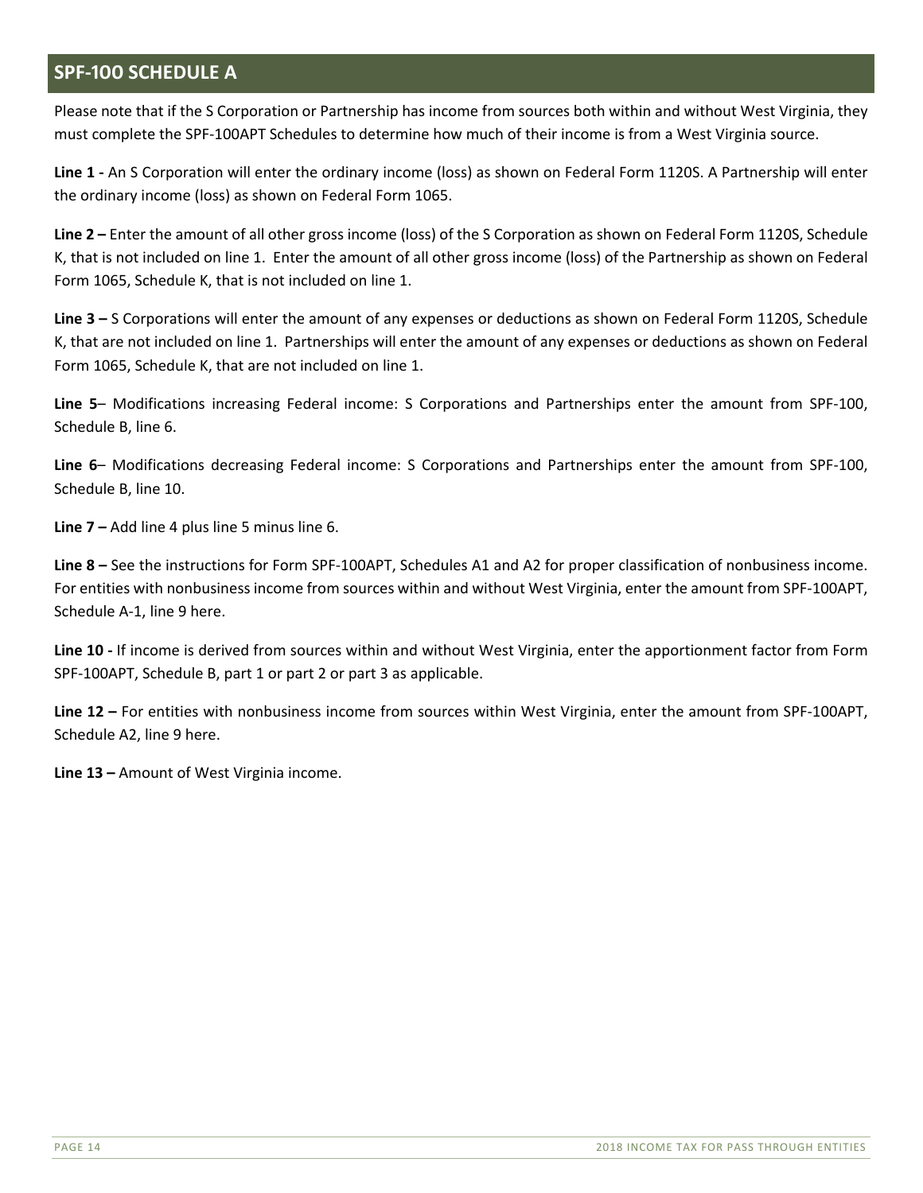## SPF-100 SCHEDULE A

Please note that if the S Corporation or Partnership has income from sources both within and without West Virginia, they must complete the SPF-100APT Schedules to determine how much of their income is from a West Virginia source.

**Line 1 -** An S Corporation will enter the ordinary income (loss) as shown on Federal Form 1120S. A Partnership will enter the ordinary income (loss) as shown on Federal Form 1065.

**Line 2 –** Enter the amount of all other gross income (loss) of the S Corporation as shown on Federal Form 1120S, Schedule K, that is not included on line 1. Enter the amount of all other gross income (loss) of the Partnership as shown on Federal Form 1065, Schedule K, that is not included on line 1.

**Line 3 –** S Corporations will enter the amount of any expenses or deductions as shown on Federal Form 1120S, Schedule K, that are not included on line 1. Partnerships will enter the amount of any expenses or deductions as shown on Federal Form 1065, Schedule K, that are not included on line 1.

**Line 5**– Modifications increasing Federal income: S Corporations and Partnerships enter the amount from SPF-100, Schedule B, line 6.

**Line 6**– Modifications decreasing Federal income: S Corporations and Partnerships enter the amount from SPF-100, Schedule B, line 10.

**Line 7 –** Add line 4 plus line 5 minus line 6.

**Line 8 –** See the instructions for Form SPF-100APT, Schedules A1 and A2 for proper classification of nonbusiness income. For entities with nonbusiness income from sources within and without West Virginia, enter the amount from SPF-100APT, Schedule A-1, line 9 here.

**Line 10 -** If income is derived from sources within and without West Virginia, enter the apportionment factor from Form SPF-100APT, Schedule B, part 1 or part 2 or part 3 as applicable.

**Line 12 –** For entities with nonbusiness income from sources within West Virginia, enter the amount from SPF-100APT, Schedule A2, line 9 here.

**Line 13 –** Amount of West Virginia income.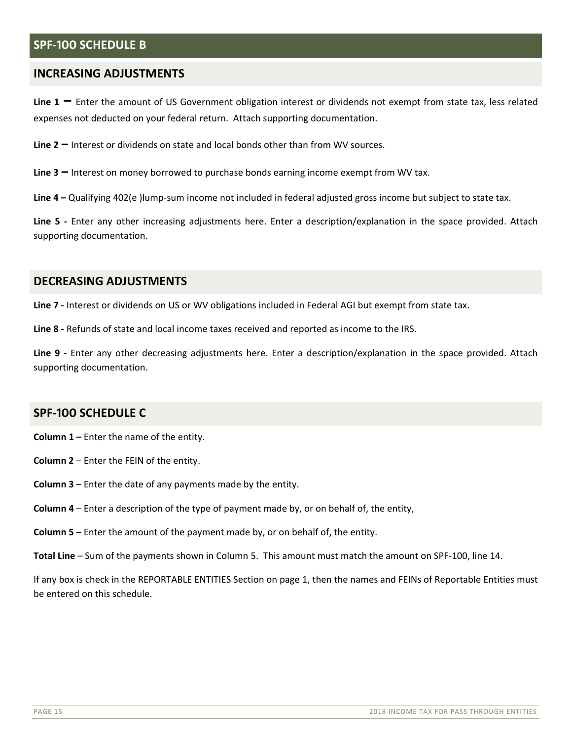## SPF-100 SCHEDULE B

### INCREASING ADJUSTMENTS

**Line 1 –** Enter the amount of US Government obligation interest or dividends not exempt from state tax, less related expenses not deducted on your federal return. Attach supporting documentation.

**Line 2 –** Interest or dividends on state and local bonds other than from WV sources.

**Line 3 –** Interest on money borrowed to purchase bonds earning income exempt from WV tax.

**Line 4 –** Qualifying 402(e )lump-sum income not included in federal adjusted gross income but subject to state tax.

**Line 5 -** Enter any other increasing adjustments here. Enter a description/explanation in the space provided. Attach supporting documentation.

### DECREASING ADJUSTMENTS

**Line 7 -** Interest or dividends on US or WV obligations included in Federal AGI but exempt from state tax.

**Line 8 -** Refunds of state and local income taxes received and reported as income to the IRS.

**Line 9 -** Enter any other decreasing adjustments here. Enter a description/explanation in the space provided. Attach supporting documentation.

## SPF-100 SCHEDULE C

**Column 1 –** Enter the name of the entity.

**Column 2** – Enter the FEIN of the entity.

**Column 3** – Enter the date of any payments made by the entity.

**Column 4** – Enter a description of the type of payment made by, or on behalf of, the entity,

**Column 5** – Enter the amount of the payment made by, or on behalf of, the entity.

**Total Line** – Sum of the payments shown in Column 5. This amount must match the amount on SPF-100, line 14.

If any box is check in the REPORTABLE ENTITIES Section on page 1, then the names and FEINs of Reportable Entities must be entered on this schedule.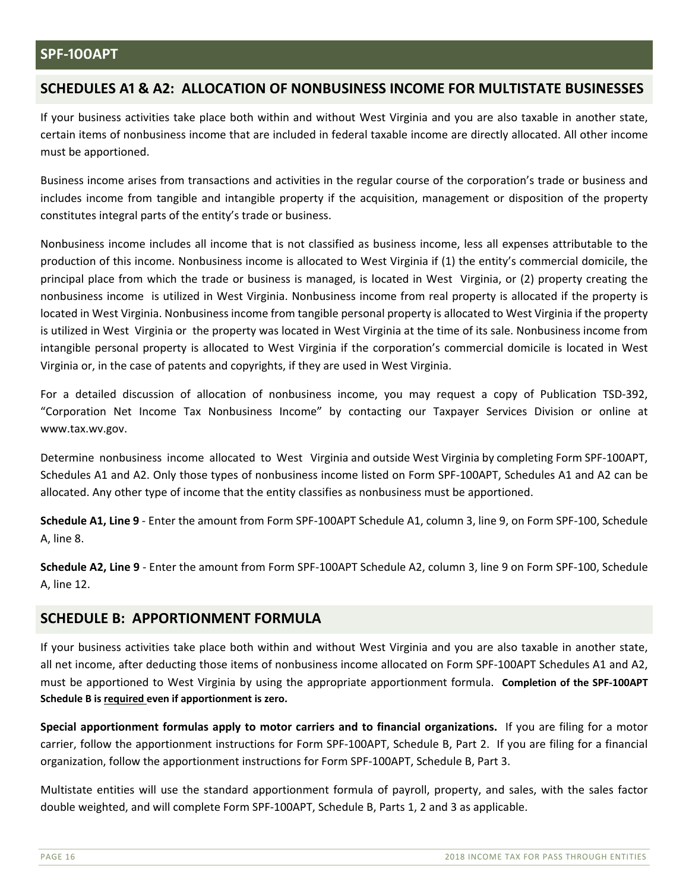## SPF-100APT

### SCHEDULES A1 & A2: ALLOCATION OF NONBUSINESS INCOME FOR MULTISTATE BUSINESSES

If your business activities take place both within and without West Virginia and you are also taxable in another state, certain items of nonbusiness income that are included in federal taxable income are directly allocated. All other income must be apportioned.

Business income arises from transactions and activities in the regular course of the corporation's trade or business and includes income from tangible and intangible property if the acquisition, management or disposition of the property constitutes integral parts of the entity's trade or business.

Nonbusiness income includes all income that is not classified as business income, less all expenses attributable to the production of this income. Nonbusiness income is allocated to West Virginia if (1) the entity's commercial domicile, the principal place from which the trade or business is managed, is located in West Virginia, or (2) property creating the nonbusiness income is utilized in West Virginia. Nonbusiness income from real property is allocated if the property is located in West Virginia. Nonbusiness income from tangible personal property is allocated to West Virginia if the property is utilized in West Virginia or the property was located in West Virginia at the time of its sale. Nonbusiness income from intangible personal property is allocated to West Virginia if the corporation's commercial domicile is located in West Virginia or, in the case of patents and copyrights, if they are used in West Virginia.

For a detailed discussion of allocation of nonbusiness income, you may request a copy of Publication TSD-392, "Corporation Net Income Tax Nonbusiness Income" by contacting our Taxpayer Services Division or online at www.tax.wv.gov.

Determine nonbusiness income allocated to West Virginia and outside West Virginia by completing Form SPF-100APT, Schedules A1 and A2. Only those types of nonbusiness income listed on Form SPF-100APT, Schedules A1 and A2 can be allocated. Any other type of income that the entity classifies as nonbusiness must be apportioned.

**Schedule A1, Line 9** - Enter the amount from Form SPF-100APT Schedule A1, column 3, line 9, on Form SPF-100, Schedule A, line 8.

**Schedule A2, Line 9** - Enter the amount from Form SPF-100APT Schedule A2, column 3, line 9 on Form SPF-100, Schedule A, line 12.

### SCHEDULE B: APPORTIONMENT FORMULA

If your business activities take place both within and without West Virginia and you are also taxable in another state, all net income, after deducting those items of nonbusiness income allocated on Form SPF-100APT Schedules A1 and A2, must be apportioned to West Virginia by using the appropriate apportionment formula. **Completion of the SPF-100APT Schedule B is required even if apportionment is zero.**

**Special apportionment formulas apply to motor carriers and to financial organizations.** If you are filing for a motor carrier, follow the apportionment instructions for Form SPF-100APT, Schedule B, Part 2. If you are filing for a financial organization, follow the apportionment instructions for Form SPF-100APT, Schedule B, Part 3.

Multistate entities will use the standard apportionment formula of payroll, property, and sales, with the sales factor double weighted, and will complete Form SPF-100APT, Schedule B, Parts 1, 2 and 3 as applicable.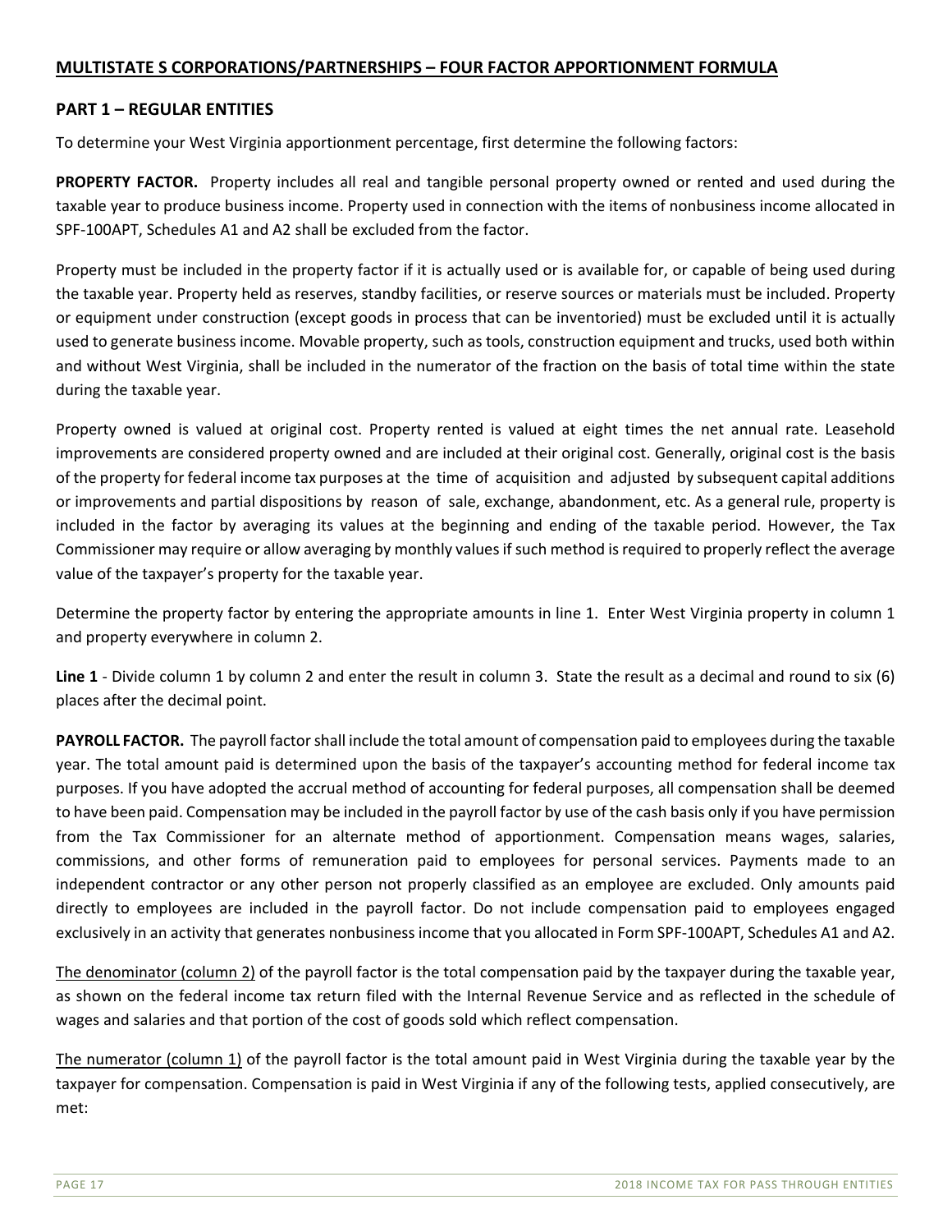## MULTISTATE S CORPORATIONS/PARTNERSHIPS – FOUR FACTOR APPORTIONMENT FORMULA

### PART 1 – REGULAR ENTITIES

To determine your West Virginia apportionment percentage, first determine the following factors:

**PROPERTY FACTOR.** Property includes all real and tangible personal property owned or rented and used during the taxable year to produce business income. Property used in connection with the items of nonbusiness income allocated in SPF-100APT, Schedules A1 and A2 shall be excluded from the factor.

Property must be included in the property factor if it is actually used or is available for, or capable of being used during the taxable year. Property held as reserves, standby facilities, or reserve sources or materials must be included. Property or equipment under construction (except goods in process that can be inventoried) must be excluded until it is actually used to generate business income. Movable property, such as tools, construction equipment and trucks, used both within and without West Virginia, shall be included in the numerator of the fraction on the basis of total time within the state during the taxable year.

Property owned is valued at original cost. Property rented is valued at eight times the net annual rate. Leasehold improvements are considered property owned and are included at their original cost. Generally, original cost is the basis of the property for federal income tax purposes at the time of acquisition and adjusted by subsequent capital additions or improvements and partial dispositions by reason of sale, exchange, abandonment, etc. As a general rule, property is included in the factor by averaging its values at the beginning and ending of the taxable period. However, the Tax Commissioner may require or allow averaging by monthly values if such method is required to properly reflect the average value of the taxpayer's property for the taxable year.

Determine the property factor by entering the appropriate amounts in line 1. Enter West Virginia property in column 1 and property everywhere in column 2.

**Line 1** - Divide column 1 by column 2 and enter the result in column 3. State the result as a decimal and round to six (6) places after the decimal point.

**PAYROLL FACTOR.** The payroll factor shall include the total amount of compensation paid to employees during the taxable year. The total amount paid is determined upon the basis of the taxpayer's accounting method for federal income tax purposes. If you have adopted the accrual method of accounting for federal purposes, all compensation shall be deemed to have been paid. Compensation may be included in the payroll factor by use of the cash basis only if you have permission from the Tax Commissioner for an alternate method of apportionment. Compensation means wages, salaries, commissions, and other forms of remuneration paid to employees for personal services. Payments made to an independent contractor or any other person not properly classified as an employee are excluded. Only amounts paid directly to employees are included in the payroll factor. Do not include compensation paid to employees engaged exclusively in an activity that generates nonbusiness income that you allocated in Form SPF-100APT, Schedules A1 and A2.

The denominator (column 2) of the payroll factor is the total compensation paid by the taxpayer during the taxable year, as shown on the federal income tax return filed with the Internal Revenue Service and as reflected in the schedule of wages and salaries and that portion of the cost of goods sold which reflect compensation.

The numerator (column 1) of the payroll factor is the total amount paid in West Virginia during the taxable year by the taxpayer for compensation. Compensation is paid in West Virginia if any of the following tests, applied consecutively, are met: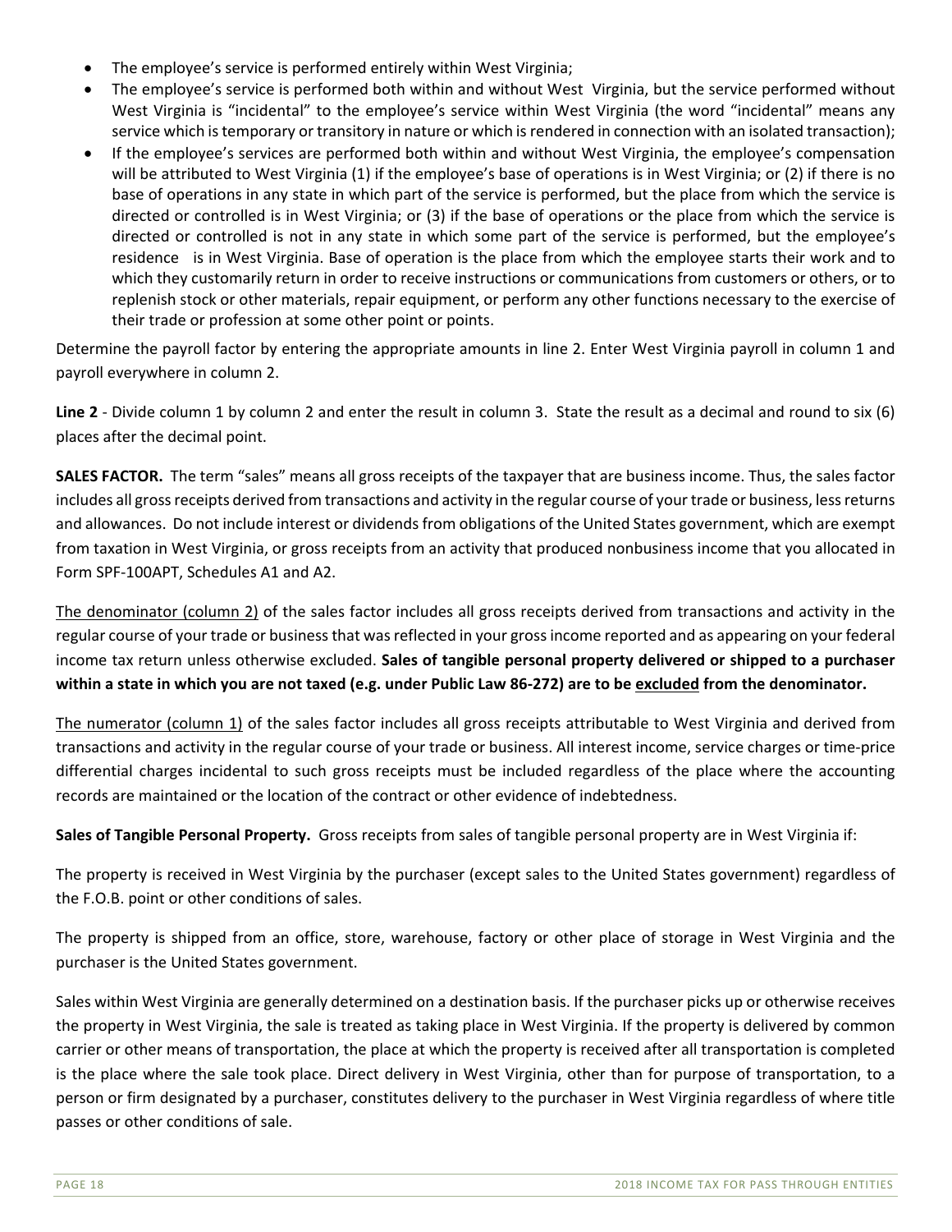- The employee's service is performed entirely within West Virginia;
- The employee's service is performed both within and without West Virginia, but the service performed without West Virginia is "incidental" to the employee's service within West Virginia (the word "incidental" means any service which is temporary or transitory in nature or which is rendered in connection with an isolated transaction);
- If the employee's services are performed both within and without West Virginia, the employee's compensation will be attributed to West Virginia (1) if the employee's base of operations is in West Virginia; or (2) if there is no base of operations in any state in which part of the service is performed, but the place from which the service is directed or controlled is in West Virginia; or (3) if the base of operations or the place from which the service is directed or controlled is not in any state in which some part of the service is performed, but the employee's residence is in West Virginia. Base of operation is the place from which the employee starts their work and to which they customarily return in order to receive instructions or communications from customers or others, or to replenish stock or other materials, repair equipment, or perform any other functions necessary to the exercise of their trade or profession at some other point or points.

Determine the payroll factor by entering the appropriate amounts in line 2. Enter West Virginia payroll in column 1 and payroll everywhere in column 2.

**Line 2** - Divide column 1 by column 2 and enter the result in column 3. State the result as a decimal and round to six (6) places after the decimal point.

**SALES FACTOR.** The term "sales" means all gross receipts of the taxpayer that are business income. Thus, the sales factor includes all gross receipts derived from transactions and activity in the regular course of your trade or business, less returns and allowances. Do not include interest or dividends from obligations of the United States government, which are exempt from taxation in West Virginia, or gross receipts from an activity that produced nonbusiness income that you allocated in Form SPF-100APT, Schedules A1 and A2.

The denominator (column 2) of the sales factor includes all gross receipts derived from transactions and activity in the regular course of your trade or business that was reflected in your gross income reported and as appearing on your federal income tax return unless otherwise excluded. **Sales of tangible personal property delivered or shipped to a purchaser within a state in which you are not taxed (e.g. under Public Law 86-272) are to be excluded from the denominator.**

The numerator (column 1) of the sales factor includes all gross receipts attributable to West Virginia and derived from transactions and activity in the regular course of your trade or business. All interest income, service charges or time-price differential charges incidental to such gross receipts must be included regardless of the place where the accounting records are maintained or the location of the contract or other evidence of indebtedness.

**Sales of Tangible Personal Property.** Gross receipts from sales of tangible personal property are in West Virginia if:

The property is received in West Virginia by the purchaser (except sales to the United States government) regardless of the F.O.B. point or other conditions of sales.

The property is shipped from an office, store, warehouse, factory or other place of storage in West Virginia and the purchaser is the United States government.

Sales within West Virginia are generally determined on a destination basis. If the purchaser picks up or otherwise receives the property in West Virginia, the sale is treated as taking place in West Virginia. If the property is delivered by common carrier or other means of transportation, the place at which the property is received after all transportation is completed is the place where the sale took place. Direct delivery in West Virginia, other than for purpose of transportation, to a person or firm designated by a purchaser, constitutes delivery to the purchaser in West Virginia regardless of where title passes or other conditions of sale.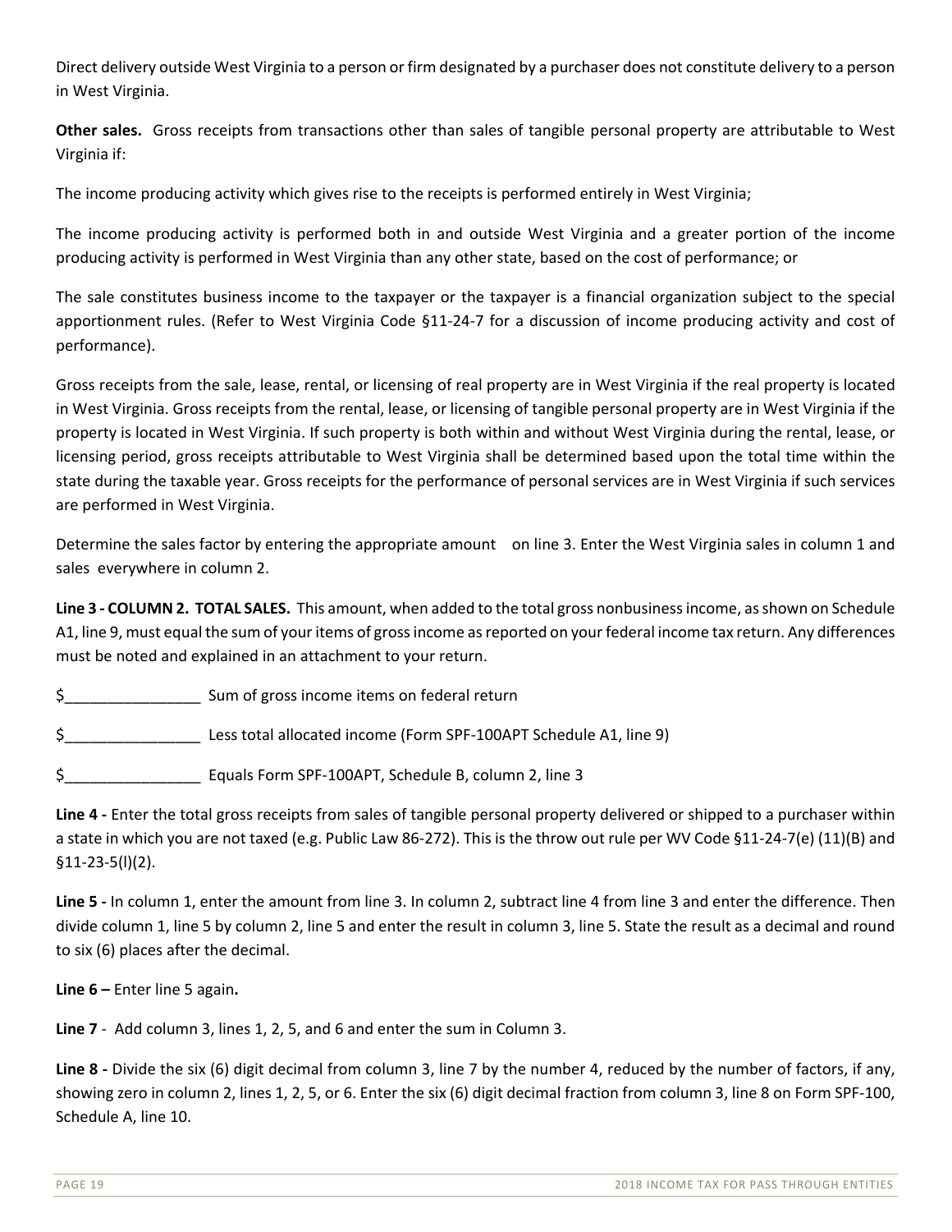Direct delivery outside West Virginia to a person or firm designated by a purchaser does not constitute delivery to a person in West Virginia.

**Other sales.** Gross receipts from transactions other than sales of tangible personal property are attributable to West Virginia if:

The income producing activity which gives rise to the receipts is performed entirely in West Virginia;

The income producing activity is performed both in and outside West Virginia and a greater portion of the income producing activity is performed in West Virginia than any other state, based on the cost of performance; or

The sale constitutes business income to the taxpayer or the taxpayer is a financial organization subject to the special apportionment rules. (Refer to West Virginia Code §11-24-7 for a discussion of income producing activity and cost of performance).

Gross receipts from the sale, lease, rental, or licensing of real property are in West Virginia if the real property is located in West Virginia. Gross receipts from the rental, lease, or licensing of tangible personal property are in West Virginia if the property is located in West Virginia. If such property is both within and without West Virginia during the rental, lease, or licensing period, gross receipts attributable to West Virginia shall be determined based upon the total time within the state during the taxable year. Gross receipts for the performance of personal services are in West Virginia if such services are performed in West Virginia.

Determine the sales factor by entering the appropriate amount on line 3. Enter the West Virginia sales in column 1 and sales everywhere in column 2.

**Line 3 - COLUMN 2. TOTAL SALES.** This amount, when added to the total gross nonbusiness income, as shown on Schedule A1, line 9, must equal the sum of your items of gross income as reported on your federal income tax return. Any differences must be noted and explained in an attachment to your return.

$________________ Sum of gross income items on federal return

$________________ Less total allocated income (Form SPF-100APT Schedule A1, line 9)

$________________ Equals Form SPF-100APT, Schedule B, column 2, line 3

**Line 4 -** Enter the total gross receipts from sales of tangible personal property delivered or shipped to a purchaser within a state in which you are not taxed (e.g. Public Law 86-272). This is the throw out rule per WV Code §11-24-7(e) (11)(B) and §11-23-5(l)(2).

**Line 5 -** In column 1, enter the amount from line 3. In column 2, subtract line 4 from line 3 and enter the difference. Then divide column 1, line 5 by column 2, line 5 and enter the result in column 3, line 5. State the result as a decimal and round to six (6) places after the decimal.

**Line 6 –** Enter line 5 again**.**

**Line 7** - Add column 3, lines 1, 2, 5, and 6 and enter the sum in Column 3.

**Line 8 -** Divide the six (6) digit decimal from column 3, line 7 by the number 4, reduced by the number of factors, if any, showing zero in column 2, lines 1, 2, 5, or 6. Enter the six (6) digit decimal fraction from column 3, line 8 on Form SPF-100, Schedule A, line 10.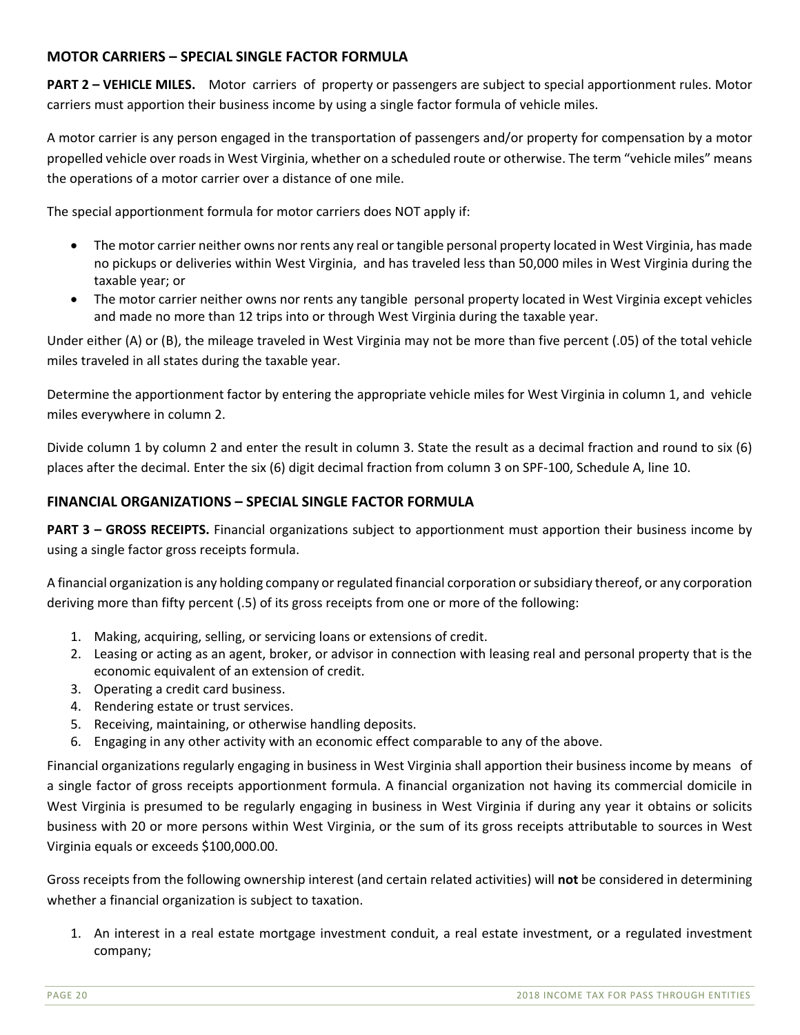## MOTOR CARRIERS – SPECIAL SINGLE FACTOR FORMULA

**PART 2 – VEHICLE MILES.** Motor carriers of property or passengers are subject to special apportionment rules. Motor carriers must apportion their business income by using a single factor formula of vehicle miles.

A motor carrier is any person engaged in the transportation of passengers and/or property for compensation by a motor propelled vehicle over roads in West Virginia, whether on a scheduled route or otherwise. The term "vehicle miles" means the operations of a motor carrier over a distance of one mile.

The special apportionment formula for motor carriers does NOT apply if:

- The motor carrier neither owns nor rents any real or tangible personal property located in West Virginia, has made no pickups or deliveries within West Virginia, and has traveled less than 50,000 miles in West Virginia during the taxable year; or
- The motor carrier neither owns nor rents any tangible personal property located in West Virginia except vehicles and made no more than 12 trips into or through West Virginia during the taxable year.

Under either (A) or (B), the mileage traveled in West Virginia may not be more than five percent (.05) of the total vehicle miles traveled in all states during the taxable year.

Determine the apportionment factor by entering the appropriate vehicle miles for West Virginia in column 1, and vehicle miles everywhere in column 2.

Divide column 1 by column 2 and enter the result in column 3. State the result as a decimal fraction and round to six (6) places after the decimal. Enter the six (6) digit decimal fraction from column 3 on SPF-100, Schedule A, line 10.

## FINANCIAL ORGANIZATIONS – SPECIAL SINGLE FACTOR FORMULA

**PART 3 – GROSS RECEIPTS.** Financial organizations subject to apportionment must apportion their business income by using a single factor gross receipts formula.

A financial organization is any holding company or regulated financial corporation or subsidiary thereof, or any corporation deriving more than fifty percent (.5) of its gross receipts from one or more of the following:

1. Making, acquiring, selling, or servicing loans or extensions of credit.
2. Leasing or acting as an agent, broker, or advisor in connection with leasing real and personal property that is the economic equivalent of an extension of credit.
3. Operating a credit card business.
4. Rendering estate or trust services.
5. Receiving, maintaining, or otherwise handling deposits.
6. Engaging in any other activity with an economic effect comparable to any of the above.

Financial organizations regularly engaging in business in West Virginia shall apportion their business income by means of a single factor of gross receipts apportionment formula. A financial organization not having its commercial domicile in West Virginia is presumed to be regularly engaging in business in West Virginia if during any year it obtains or solicits business with 20 or more persons within West Virginia, or the sum of its gross receipts attributable to sources in West Virginia equals or exceeds $100,000.00.

Gross receipts from the following ownership interest (and certain related activities) will **not** be considered in determining whether a financial organization is subject to taxation.

1. An interest in a real estate mortgage investment conduit, a real estate investment, or a regulated investment company;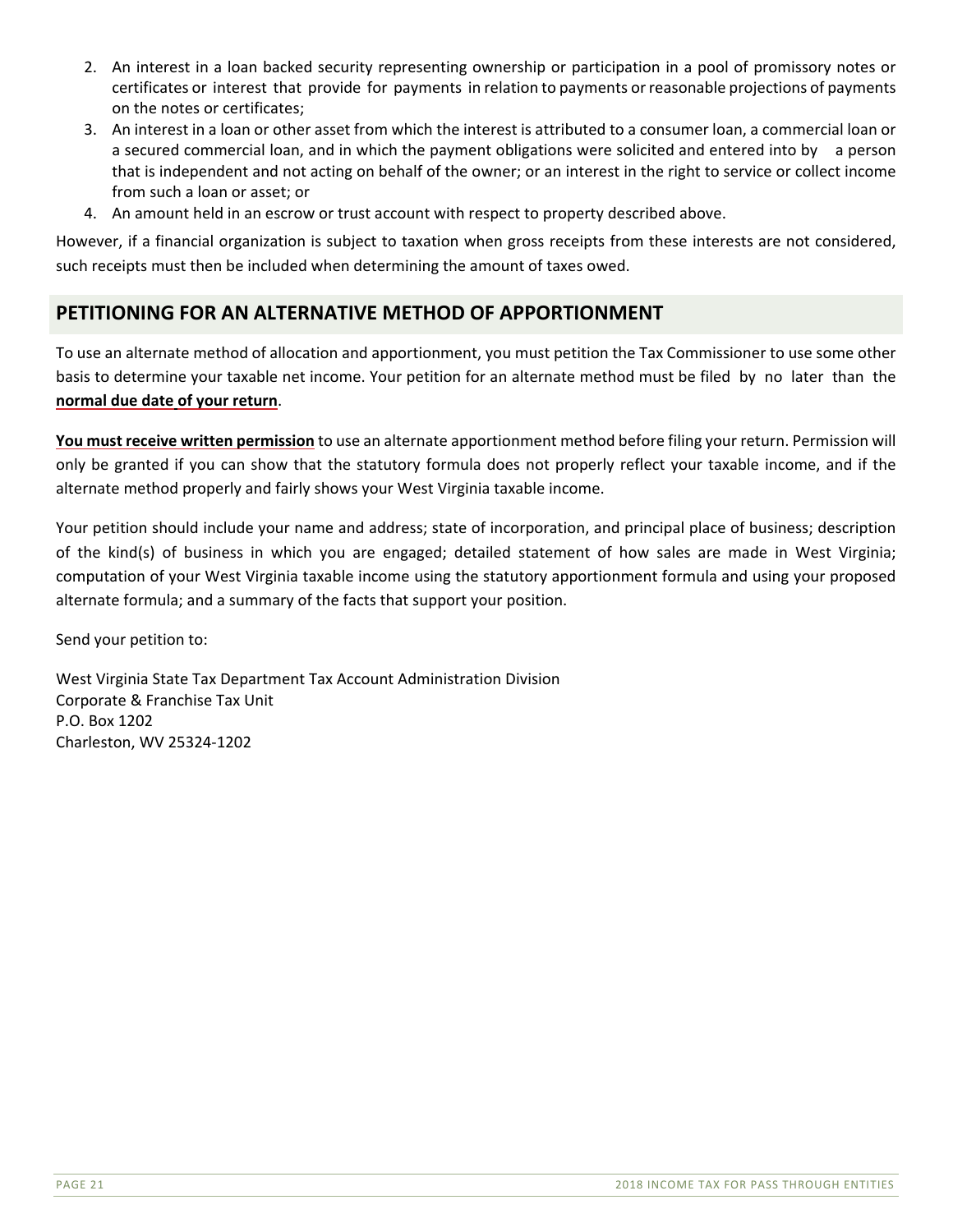2. An interest in a loan backed security representing ownership or participation in a pool of promissory notes or certificates or interest that provide for payments in relation to payments or reasonable projections of payments on the notes or certificates;
3. An interest in a loan or other asset from which the interest is attributed to a consumer loan, a commercial loan or a secured commercial loan, and in which the payment obligations were solicited and entered into by a person that is independent and not acting on behalf of the owner; or an interest in the right to service or collect income from such a loan or asset; or
4. An amount held in an escrow or trust account with respect to property described above.

However, if a financial organization is subject to taxation when gross receipts from these interests are not considered, such receipts must then be included when determining the amount of taxes owed.

## PETITIONING FOR AN ALTERNATIVE METHOD OF APPORTIONMENT

To use an alternate method of allocation and apportionment, you must petition the Tax Commissioner to use some other basis to determine your taxable net income. Your petition for an alternate method must be filed by no later than the **normal due date of your return**.

**You must receive written permission** to use an alternate apportionment method before filing your return. Permission will only be granted if you can show that the statutory formula does not properly reflect your taxable income, and if the alternate method properly and fairly shows your West Virginia taxable income.

Your petition should include your name and address; state of incorporation, and principal place of business; description of the kind(s) of business in which you are engaged; detailed statement of how sales are made in West Virginia; computation of your West Virginia taxable income using the statutory apportionment formula and using your proposed alternate formula; and a summary of the facts that support your position.

Send your petition to:

West Virginia State Tax Department Tax Account Administration Division
Corporate & Franchise Tax Unit
P.O. Box 1202
Charleston, WV 25324-1202